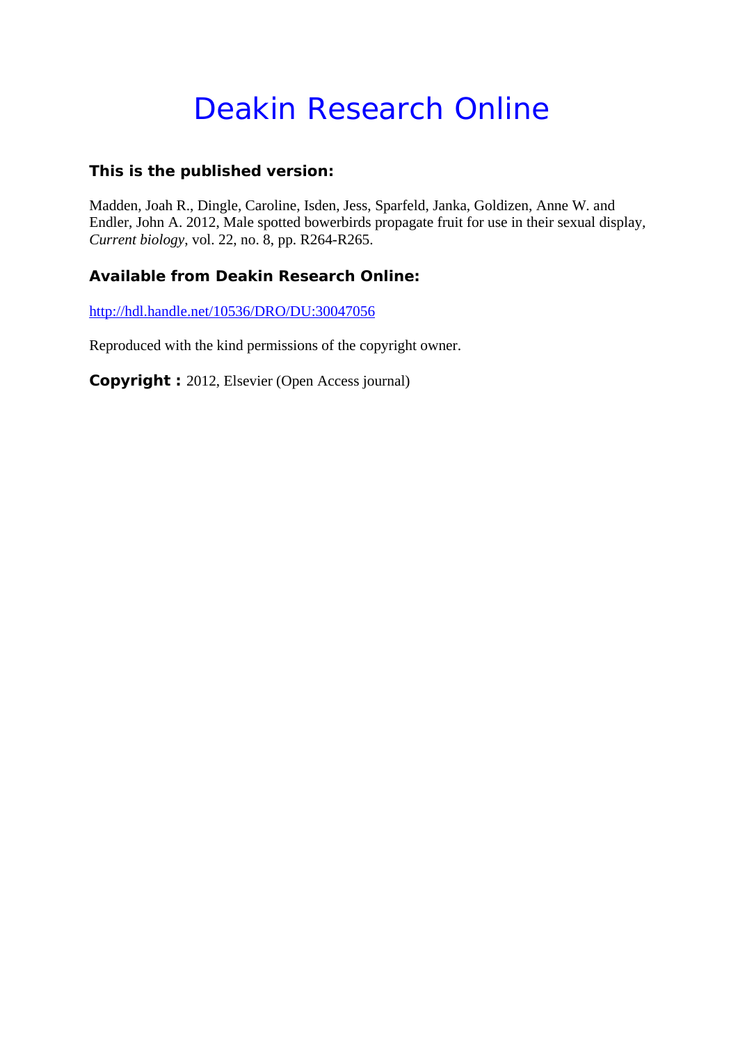# Deakin Research Online

### This is the published version:

Madden, Joah R., Dingle, Caroline, Isden, Jess, Sparfeld, Janka, Goldizen, Anne W. and Endler, John A. 2012, Male spotted bowerbirds propagate fruit for use in their sexual display, *Current biology*, vol. 22, no. 8, pp. R264-R265.

### Available from Deakin Research Online:

http://hdl.handle.net/10536/DRO/DU:30047056

Reproduced with the kind permissions of the copyright owner.

**Copyright :** 2012, Elsevier (Open Access journal)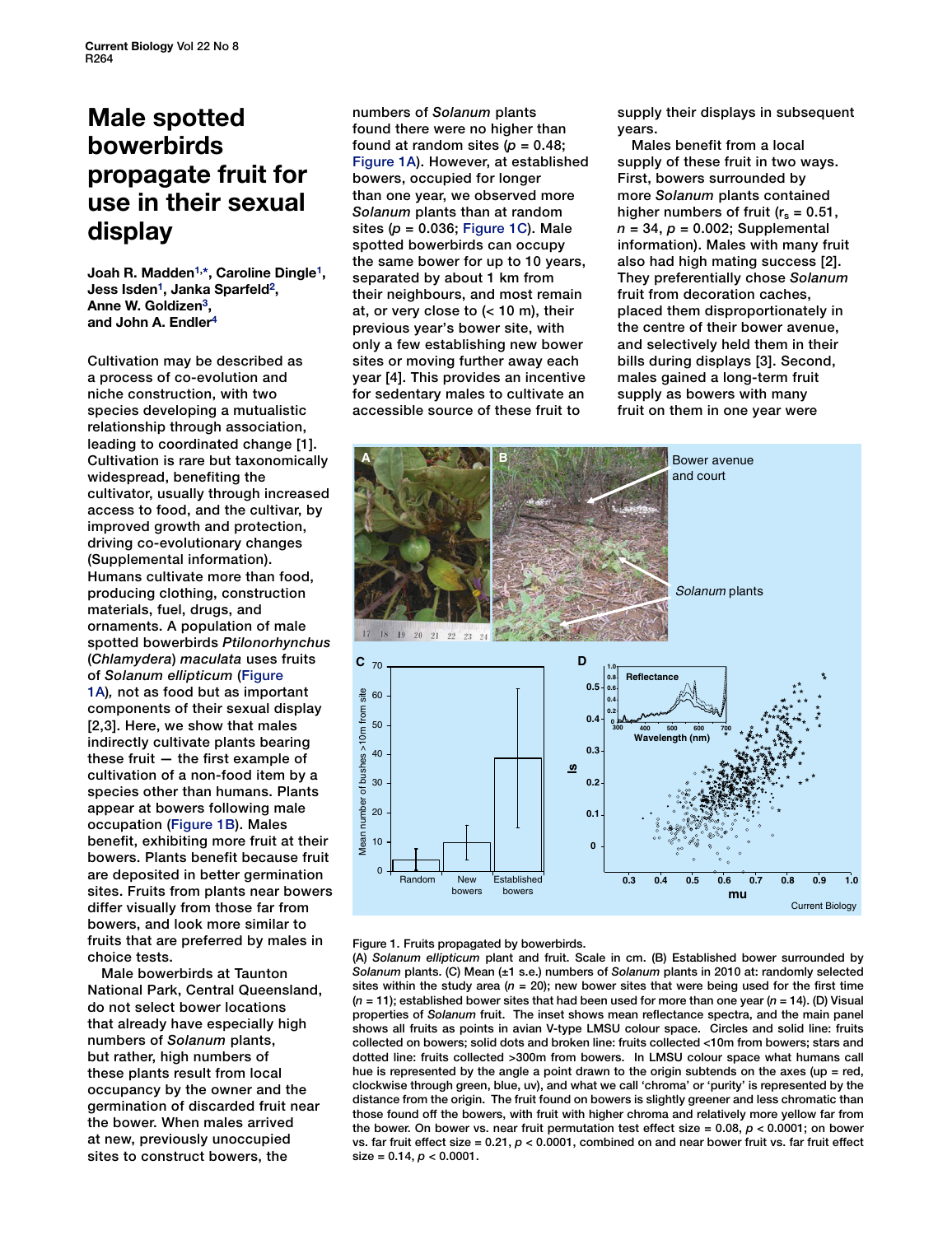# Male spotted bowerbirds propagate fruit for use in their sexual display

**Joah R. Madden[1,*], Caroline Dingle[1], Jess Isden[1], Janka Sparfeld[2], Anne W. Goldizen[3], and John A. Endler[4]**

Cultivation may be described as a process of co-evolution and niche construction, with two species developing a mutualistic relationship through association, leading to coordinated change [1]. Cultivation is rare but taxonomically widespread, benefiting the cultivator, usually through increased access to food, and the cultivar, by improved growth and protection, driving co-evolutionary changes (Supplemental information). Humans cultivate more than food, producing clothing, construction materials, fuel, drugs, and ornaments. A population of male spotted bowerbirds *Ptilonorhynchus* (*Chlamydera*) *maculata* uses fruits of *Solanum ellipticum* (Figure 1A)*,* not as food but as important components of their sexual display [2,3]. Here, we show that males indirectly cultivate plants bearing these fruit — the first example of cultivation of a non-food item by a species other than humans. Plants appear at bowers following male occupation (Figure 1B). Males benefit, exhibiting more fruit at their bowers. Plants benefit because fruit are deposited in better germination sites. Fruits from plants near bowers differ visually from those far from bowers, and look more similar to fruits that are preferred by males in choice tests.

Male bowerbirds at Taunton National Park, Central Queensland, do not select bower locations that already have especially high numbers of *Solanum* plants, but rather, high numbers of these plants result from local occupancy by the owner and the germination of discarded fruit near the bower. When males arrived at new, previously unoccupied sites to construct bowers, the numbers of *Solanum* plants found there were no higher than found at random sites ($p = 0.48$; Figure 1A). However, at established bowers, occupied for longer than one year, we observed more *Solanum* plants than at random sites ($p = 0.036$; Figure 1C). Male spotted bowerbirds can occupy the same bower for up to 10 years, separated by about 1 km from their neighbours, and most remain at, or very close to (< 10 m), their previous year's bower site, with only a few establishing new bower sites or moving further away each year [4]. This provides an incentive for sedentary males to cultivate an accessible source of these fruit to supply their displays in subsequent years.

Males benefit from a local supply of these fruit in two ways. First, bowers surrounded by more *Solanum* plants contained higher numbers of fruit ($r_s = 0.51$, $n = 34$, $p = 0.002$; Supplemental information). Males with many fruit also had high mating success [2]. They preferentially chose *Solanum* fruit from decoration caches, placed them disproportionately in the centre of their bower avenue, and selectively held them in their bills during displays [3]. Second, males gained a long-term fruit supply as bowers with many fruit on them in one year were

Figure 1. Fruits propagated by bowerbirds.
(A) *Solanum ellipticum* plant and fruit. Scale in cm. (B) Established bower surrounded by *Solanum* plants. (C) Mean (±1 s.e.) numbers of *Solanum* plants in 2010 at: randomly selected sites within the study area ($n = 20$); new bower sites that were being used for the first time ($n = 11$); established bower sites that had been used for more than one year ($n = 14$). (D) Visual properties of *Solanum* fruit. The inset shows mean reflectance spectra, and the main panel shows all fruits as points in avian V-type LMSU colour space. Circles and solid line: fruits collected on bowers; solid dots and broken line: fruits collected <10m from bowers; stars and dotted line: fruits collected >300m from bowers. In LMSU colour space what humans call hue is represented by the angle a point drawn to the origin subtends on the axes (up = red, clockwise through green, blue, uv), and what we call 'chroma' or 'purity' is represented by the distance from the origin. The fruit found on bowers is slightly greener and less chromatic than those found off the bowers, with fruit with higher chroma and relatively more yellow far from the bower. On bower vs. near fruit permutation test effect size = 0.08, $p < 0.0001$; on bower vs. far fruit effect size = 0.21, $p < 0.0001$, combined on and near bower fruit vs. far fruit effect size = 0.14, $p < 0.0001$.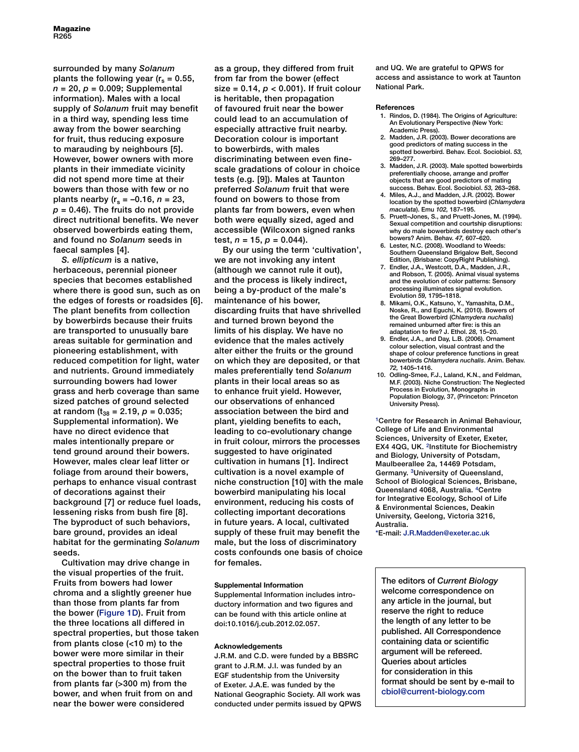surrounded by many *Solanum* plants the following year ($r_s = 0.55$, $n = 20$, $p = 0.009$; Supplemental information). Males with a local supply of *Solanum* fruit may benefit in a third way, spending less time away from the bower searching for fruit, thus reducing exposure to marauding by neighbours [5]. However, bower owners with more plants in their immediate vicinity did not spend more time at their bowers than those with few or no plants nearby ($r_s = -0.16$, $n = 23$, $p = 0.46$). The fruits do not provide direct nutritional benefits. We never observed bowerbirds eating them, and found no *Solanum* seeds in faecal samples [4].

*S. ellipticum* is a native, herbaceous, perennial pioneer species that becomes established where there is good sun, such as on the edges of forests or roadsides [6]. The plant benefits from collection by bowerbirds because their fruits are transported to unusually bare areas suitable for germination and pioneering establishment, with reduced competition for light, water and nutrients. Ground immediately surrounding bowers had lower grass and herb coverage than same sized patches of ground selected at random ($t_{38} = 2.19$, $p = 0.035$; Supplemental information). We have no direct evidence that males intentionally prepare or tend ground around their bowers. However, males clear leaf litter or foliage from around their bowers, perhaps to enhance visual contrast of decorations against their background [7] or reduce fuel loads, lessening risks from bush fire [8]. The byproduct of such behaviors, bare ground, provides an ideal habitat for the germinating *Solanum* seeds.

Cultivation may drive change in the visual properties of the fruit. Fruits from bowers had lower chroma and a slightly greener hue than those from plants far from the bower (Figure 1D). Fruit from the three locations all differed in spectral properties, but those taken from plants close (<10 m) to the bower were more similar in their spectral properties to those fruit on the bower than to fruit taken from plants far (>300 m) from the bower, and when fruit from on and near the bower were considered as a group, they differed from fruit from far from the bower (effect size = 0.14, $p < 0.001$). If fruit colour is heritable, then propagation of favoured fruit near the bower could lead to an accumulation of especially attractive fruit nearby. Decoration colour is important to bowerbirds, with males discriminating between even fine-scale gradations of colour in choice tests (e.g. [9]). Males at Taunton preferred *Solanum* fruit that were found on bowers to those from plants far from bowers, even when both were equally sized, aged and accessible (Wilcoxon signed ranks test, $n = 15$, $p = 0.044$).

By our using the term 'cultivation', we are not invoking any intent (although we cannot rule it out), and the process is likely indirect, being a by-product of the male's maintenance of his bower, discarding fruits that have shrivelled and turned brown beyond the limits of his display. We have no evidence that the males actively alter either the fruits or the ground on which they are deposited, or that males preferentially tend *Solanum* plants in their local areas so as to enhance fruit yield. However, our observations of enhanced association between the bird and plant, yielding benefits to each, leading to co-evolutionary change in fruit colour, mirrors the processes suggested to have originated cultivation in humans [1]. Indirect cultivation is a novel example of niche construction [10] with the male bowerbird manipulating his local environment, reducing his costs of collecting important decorations in future years. A local, cultivated supply of these fruit may benefit the male, but the loss of discriminatory costs confounds one basis of choice for females.

#### Supplemental Information

Supplemental Information includes introductory information and two figures and can be found with this article online at doi:10.1016/j.cub.2012.02.057.

#### Acknowledgements

J.R.M. and C.D. were funded by a BBSRC grant to J.R.M. J.I. was funded by an EGF studentship from the University of Exeter. J.A.E. was funded by the National Geographic Society. All work was conducted under permits issued by QPWS and UQ. We are grateful to QPWS for access and assistance to work at Taunton National Park.

#### References

1. Rindos, D. (1984). The Origins of Agriculture: An Evolutionary Perspective (New York: Academic Press).
2. Madden, J.R. (2003). Bower decorations are good predictors of mating success in the spotted bowerbird. Behav. Ecol. Sociobiol. *53,* 269–277.
3. Madden, J.R. (2003). Male spotted bowerbirds preferentially choose, arrange and proffer objects that are good predictors of mating success. Behav. Ecol. Sociobiol. *53,* 263–268.
4. Miles, A.J., and Madden, J.R. (2002). Bower location by the spotted bowerbird (*Chlamydera maculata*). Emu *102,* 187–195.
5. Pruett-Jones, S., and Pruett-Jones, M. (1994). Sexual competition and courtship disruptions: why do male bowerbirds destroy each other's bowers? Anim. Behav. *47,* 607–620.
6. Lester, N.C. (2008). Woodland to Weeds: Southern Queensland Brigalow Belt, Second Edition, (Brisbane: CopyRight Publishing).
7. Endler, J.A., Westcott, D.A., Madden, J.R., and Robson, T. (2005). Animal visual systems and the evolution of color patterns: Sensory processing illuminates signal evolution. Evolution *59,* 1795–1818.
8. Mikami, O.K., Katsuno, Y., Yamashita, D.M., Noske, R., and Eguchi, K. (2010). Bowers of the Great Bowerbird (*Chlamydera nuchalis*) remained unburned after fire: is this an adaptation to fire? J. Ethol. *28,* 15–20.
9. Endler, J.A., and Day, L.B. (2006). Ornament colour selection, visual contrast and the shape of colour preference functions in great bowerbirds *Chlamydera nuchalis*. Anim. Behav. *72,* 1405–1416.
10. Odling-Smee, F.J., Laland, K.N., and Feldman, M.F. (2003). Niche Construction: The Neglected Process in Evolution, Monographs in Population Biology, 37, (Princeton: Princeton University Press).

[1]Centre for Research in Animal Behaviour, College of Life and Environmental Sciences, University of Exeter, Exeter, EX4 4QG, UK. [2]Institute for Biochemistry and Biology, University of Potsdam, Maulbeerallee 2a, 14469 Potsdam, Germany. [3]University of Queensland, School of Biological Sciences, Brisbane, Queensland 4068, Australia. [4]Centre for Integrative Ecology, School of Life & Environmental Sciences, Deakin University, Geelong, Victoria 3216, Australia.
*E-mail: J.R.Madden@exeter.ac.uk

The editors of *Current Biology* welcome correspondence on any article in the journal, but reserve the right to reduce the length of any letter to be published. All Correspondence containing data or scientific argument will be refereed. Queries about articles for consideration in this format should be sent by e-mail to cbiol@current-biology.com